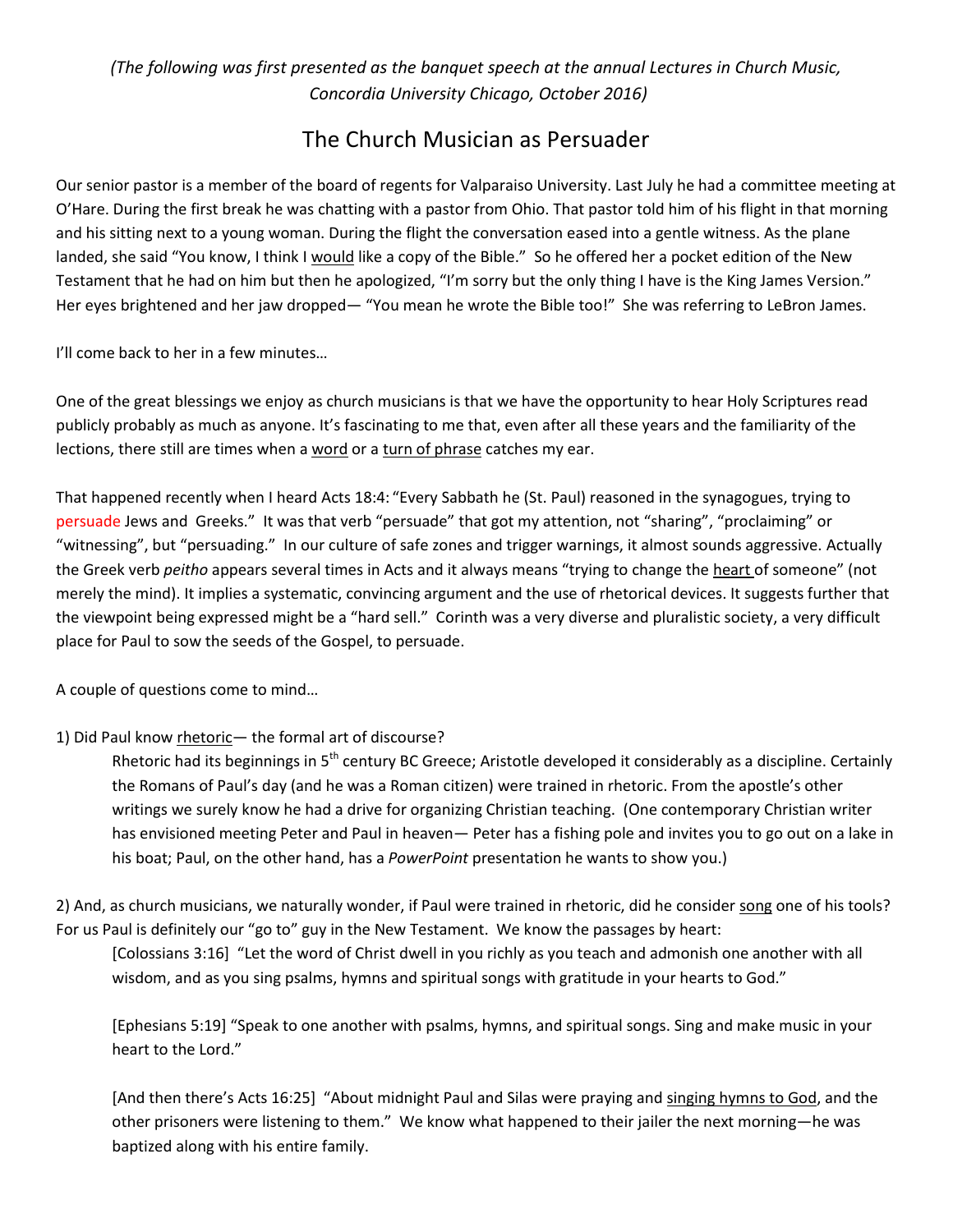*(The following was first presented as the banquet speech at the annual Lectures in Church Music, Concordia University Chicago, October 2016)*

# The Church Musician as Persuader

Our senior pastor is a member of the board of regents for Valparaiso University. Last July he had a committee meeting at O'Hare. During the first break he was chatting with a pastor from Ohio. That pastor told him of his flight in that morning and his sitting next to a young woman. During the flight the conversation eased into a gentle witness. As the plane landed, she said "You know, I think I would like a copy of the Bible." So he offered her a pocket edition of the New Testament that he had on him but then he apologized, "I'm sorry but the only thing I have is the King James Version." Her eyes brightened and her jaw dropped— "You mean he wrote the Bible too!" She was referring to LeBron James.

I'll come back to her in a few minutes…

One of the great blessings we enjoy as church musicians is that we have the opportunity to hear Holy Scriptures read publicly probably as much as anyone. It's fascinating to me that, even after all these years and the familiarity of the lections, there still are times when a word or a turn of phrase catches my ear.

That happened recently when I heard Acts 18:4: "Every Sabbath he (St. Paul) reasoned in the synagogues, trying to persuade Jews and Greeks." It was that verb "persuade" that got my attention, not "sharing", "proclaiming" or "witnessing", but "persuading." In our culture of safe zones and trigger warnings, it almost sounds aggressive. Actually the Greek verb *peitho* appears several times in Acts and it always means "trying to change the heart of someone" (not merely the mind). It implies a systematic, convincing argument and the use of rhetorical devices. It suggests further that the viewpoint being expressed might be a "hard sell." Corinth was a very diverse and pluralistic society, a very difficult place for Paul to sow the seeds of the Gospel, to persuade.

A couple of questions come to mind…

1) Did Paul know rhetoric— the formal art of discourse?

> Rhetoric had its beginnings in 5th century BC Greece; Aristotle developed it considerably as a discipline. Certainly the Romans of Paul's day (and he was a Roman citizen) were trained in rhetoric. From the apostle's other writings we surely know he had a drive for organizing Christian teaching. (One contemporary Christian writer has envisioned meeting Peter and Paul in heaven— Peter has a fishing pole and invites you to go out on a lake in his boat; Paul, on the other hand, has a *PowerPoint* presentation he wants to show you.)

2) And, as church musicians, we naturally wonder, if Paul were trained in rhetoric, did he consider song one of his tools? For us Paul is definitely our "go to" guy in the New Testament. We know the passages by heart:

> [Colossians 3:16] "Let the word of Christ dwell in you richly as you teach and admonish one another with all wisdom, and as you sing psalms, hymns and spiritual songs with gratitude in your hearts to God."
>
> [Ephesians 5:19] "Speak to one another with psalms, hymns, and spiritual songs. Sing and make music in your heart to the Lord."
>
> [And then there's Acts 16:25] "About midnight Paul and Silas were praying and singing hymns to God, and the other prisoners were listening to them." We know what happened to their jailer the next morning—he was baptized along with his entire family.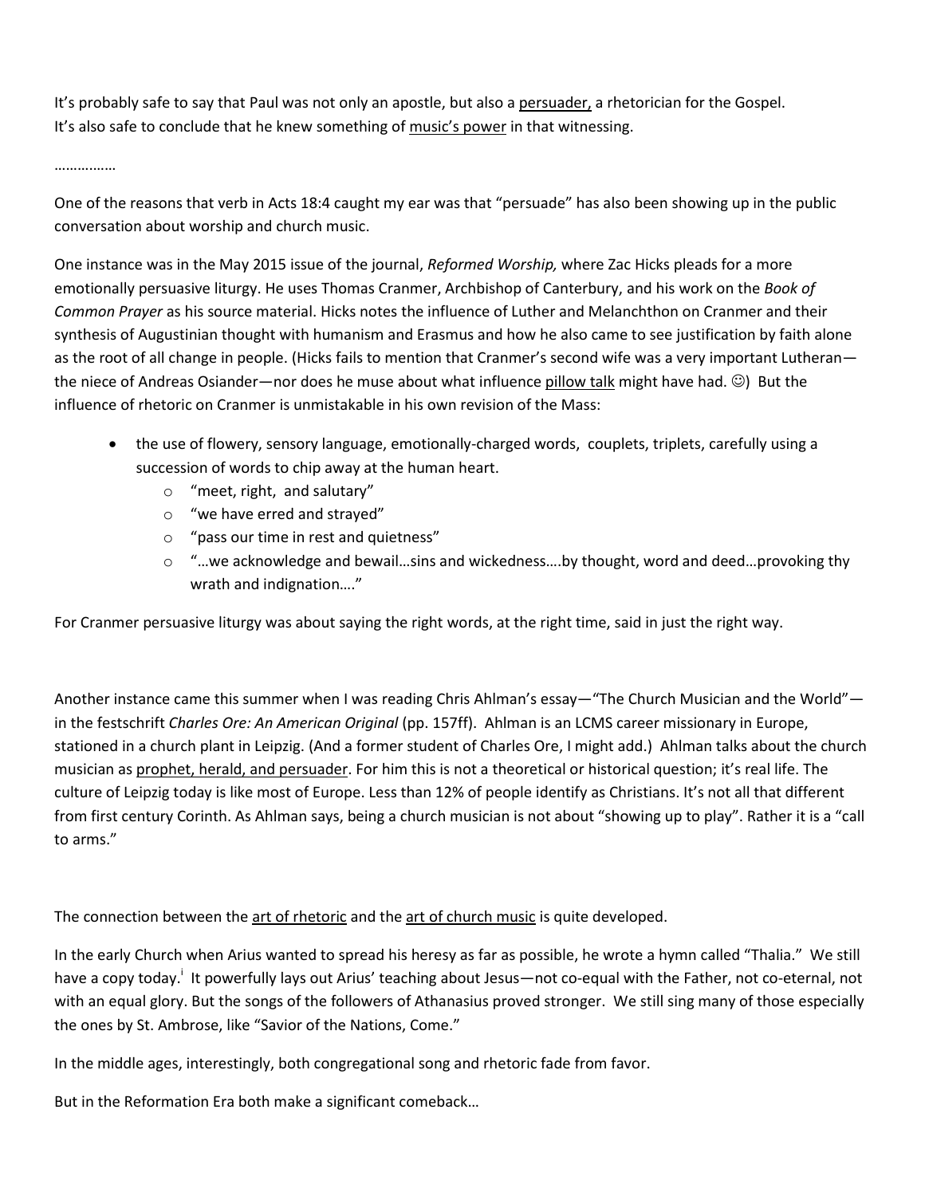It's probably safe to say that Paul was not only an apostle, but also a <u>persuader,</u> a rhetorician for the Gospel. It's also safe to conclude that he knew something of <u>music's power</u> in that witnessing.

……………

One of the reasons that verb in Acts 18:4 caught my ear was that "persuade" has also been showing up in the public conversation about worship and church music.

One instance was in the May 2015 issue of the journal, *Reformed Worship,* where Zac Hicks pleads for a more emotionally persuasive liturgy. He uses Thomas Cranmer, Archbishop of Canterbury, and his work on the *Book of Common Prayer* as his source material. Hicks notes the influence of Luther and Melanchthon on Cranmer and their synthesis of Augustinian thought with humanism and Erasmus and how he also came to see justification by faith alone as the root of all change in people. (Hicks fails to mention that Cranmer's second wife was a very important Lutheran—the niece of Andreas Osiander—nor does he muse about what influence <u>pillow talk</u> might have had. ☺) But the influence of rhetoric on Cranmer is unmistakable in his own revision of the Mass:

- the use of flowery, sensory language, emotionally-charged words, couplets, triplets, carefully using a succession of words to chip away at the human heart.
  - "meet, right, and salutary"
  - "we have erred and strayed"
  - "pass our time in rest and quietness"
  - "…we acknowledge and bewail…sins and wickedness….by thought, word and deed…provoking thy wrath and indignation…."

For Cranmer persuasive liturgy was about saying the right words, at the right time, said in just the right way.

Another instance came this summer when I was reading Chris Ahlman's essay—"The Church Musician and the World"—in the festschrift *Charles Ore: An American Original* (pp. 157ff). Ahlman is an LCMS career missionary in Europe, stationed in a church plant in Leipzig. (And a former student of Charles Ore, I might add.) Ahlman talks about the church musician as <u>prophet, herald, and persuader</u>. For him this is not a theoretical or historical question; it's real life. The culture of Leipzig today is like most of Europe. Less than 12% of people identify as Christians. It's not all that different from first century Corinth. As Ahlman says, being a church musician is not about "showing up to play". Rather it is a "call to arms."

The connection between the <u>art of rhetoric</u> and the <u>art of church music</u> is quite developed.

In the early Church when Arius wanted to spread his heresy as far as possible, he wrote a hymn called "Thalia." We still have a copy today.[i] It powerfully lays out Arius' teaching about Jesus—not co-equal with the Father, not co-eternal, not with an equal glory. But the songs of the followers of Athanasius proved stronger. We still sing many of those especially the ones by St. Ambrose, like "Savior of the Nations, Come."

In the middle ages, interestingly, both congregational song and rhetoric fade from favor.

But in the Reformation Era both make a significant comeback…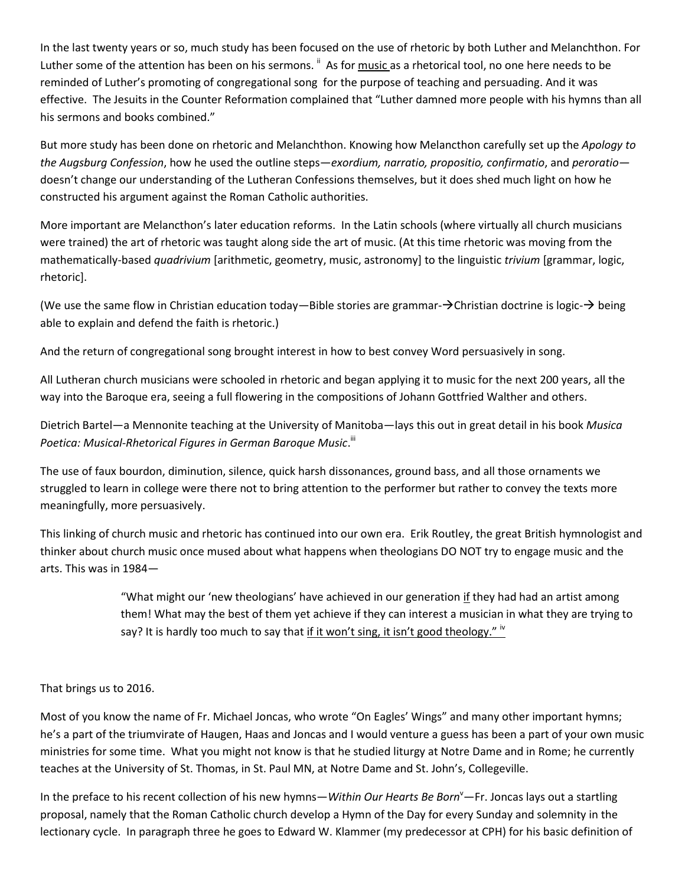In the last twenty years or so, much study has been focused on the use of rhetoric by both Luther and Melanchthon. For Luther some of the attention has been on his sermons. [ii] As for <u>music</u> as a rhetorical tool, no one here needs to be reminded of Luther's promoting of congregational song for the purpose of teaching and persuading. And it was effective. The Jesuits in the Counter Reformation complained that "Luther damned more people with his hymns than all his sermons and books combined."

But more study has been done on rhetoric and Melanchthon. Knowing how Melancthon carefully set up the *Apology to the Augsburg Confession*, how he used the outline steps—*exordium, narratio, propositio, confirmatio*, and *peroratio*—doesn't change our understanding of the Lutheran Confessions themselves, but it does shed much light on how he constructed his argument against the Roman Catholic authorities.

More important are Melancthon's later education reforms. In the Latin schools (where virtually all church musicians were trained) the art of rhetoric was taught along side the art of music. (At this time rhetoric was moving from the mathematically-based *quadrivium* [arithmetic, geometry, music, astronomy] to the linguistic *trivium* [grammar, logic, rhetoric].

(We use the same flow in Christian education today—Bible stories are grammar-→Christian doctrine is logic-→ being able to explain and defend the faith is rhetoric.)

And the return of congregational song brought interest in how to best convey Word persuasively in song.

All Lutheran church musicians were schooled in rhetoric and began applying it to music for the next 200 years, all the way into the Baroque era, seeing a full flowering in the compositions of Johann Gottfried Walther and others.

Dietrich Bartel—a Mennonite teaching at the University of Manitoba—lays this out in great detail in his book *Musica Poetica: Musical-Rhetorical Figures in German Baroque Music*.[iii]

The use of faux bourdon, diminution, silence, quick harsh dissonances, ground bass, and all those ornaments we struggled to learn in college were there not to bring attention to the performer but rather to convey the texts more meaningfully, more persuasively.

This linking of church music and rhetoric has continued into our own era. Erik Routley, the great British hymnologist and thinker about church music once mused about what happens when theologians DO NOT try to engage music and the arts. This was in 1984—

> "What might our 'new theologians' have achieved in our generation <u>if</u> they had had an artist among them! What may the best of them yet achieve if they can interest a musician in what they are trying to say? It is hardly too much to say that <u>if it won't sing, it isn't good theology."</u> [iv]

That brings us to 2016.

Most of you know the name of Fr. Michael Joncas, who wrote "On Eagles' Wings" and many other important hymns; he's a part of the triumvirate of Haugen, Haas and Joncas and I would venture a guess has been a part of your own music ministries for some time. What you might not know is that he studied liturgy at Notre Dame and in Rome; he currently teaches at the University of St. Thomas, in St. Paul MN, at Notre Dame and St. John's, Collegeville.

In the preface to his recent collection of his new hymns—*Within Our Hearts Be Born*[v]—Fr. Joncas lays out a startling proposal, namely that the Roman Catholic church develop a Hymn of the Day for every Sunday and solemnity in the lectionary cycle. In paragraph three he goes to Edward W. Klammer (my predecessor at CPH) for his basic definition of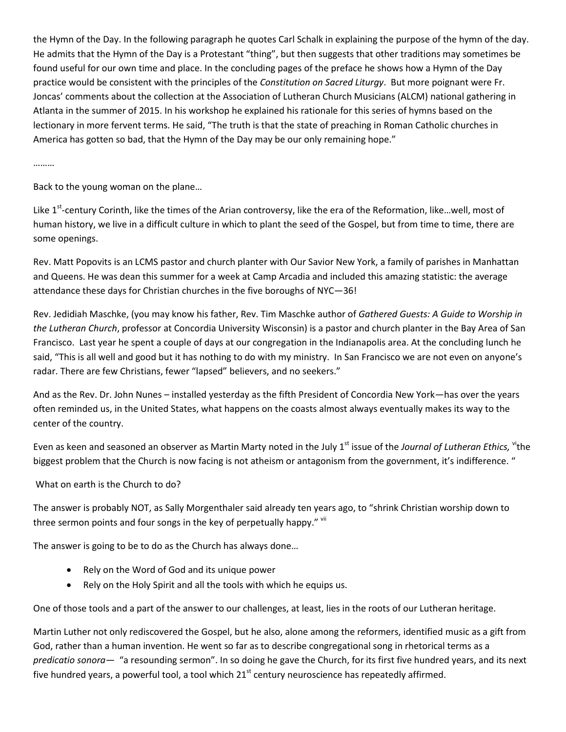the Hymn of the Day. In the following paragraph he quotes Carl Schalk in explaining the purpose of the hymn of the day. He admits that the Hymn of the Day is a Protestant "thing", but then suggests that other traditions may sometimes be found useful for our own time and place. In the concluding pages of the preface he shows how a Hymn of the Day practice would be consistent with the principles of the *Constitution on Sacred Liturgy*. But more poignant were Fr. Joncas' comments about the collection at the Association of Lutheran Church Musicians (ALCM) national gathering in Atlanta in the summer of 2015. In his workshop he explained his rationale for this series of hymns based on the lectionary in more fervent terms. He said, "The truth is that the state of preaching in Roman Catholic churches in America has gotten so bad, that the Hymn of the Day may be our only remaining hope."

………

Back to the young woman on the plane…

Like 1st-century Corinth, like the times of the Arian controversy, like the era of the Reformation, like…well, most of human history, we live in a difficult culture in which to plant the seed of the Gospel, but from time to time, there are some openings.

Rev. Matt Popovits is an LCMS pastor and church planter with Our Savior New York, a family of parishes in Manhattan and Queens. He was dean this summer for a week at Camp Arcadia and included this amazing statistic: the average attendance these days for Christian churches in the five boroughs of NYC—36!

Rev. Jedidiah Maschke, (you may know his father, Rev. Tim Maschke author of *Gathered Guests: A Guide to Worship in the Lutheran Church*, professor at Concordia University Wisconsin) is a pastor and church planter in the Bay Area of San Francisco. Last year he spent a couple of days at our congregation in the Indianapolis area. At the concluding lunch he said, "This is all well and good but it has nothing to do with my ministry. In San Francisco we are not even on anyone's radar. There are few Christians, fewer "lapsed" believers, and no seekers."

And as the Rev. Dr. John Nunes – installed yesterday as the fifth President of Concordia New York—has over the years often reminded us, in the United States, what happens on the coasts almost always eventually makes its way to the center of the country.

Even as keen and seasoned an observer as Martin Marty noted in the July 1st issue of the *Journal of Lutheran Ethics,* [vi]"the biggest problem that the Church is now facing is not atheism or antagonism from the government, it's indifference. "

What on earth is the Church to do?

The answer is probably NOT, as Sally Morgenthaler said already ten years ago, to "shrink Christian worship down to three sermon points and four songs in the key of perpetually happy." [vii]

The answer is going to be to do as the Church has always done…

- Rely on the Word of God and its unique power
- Rely on the Holy Spirit and all the tools with which he equips us.

One of those tools and a part of the answer to our challenges, at least, lies in the roots of our Lutheran heritage.

Martin Luther not only rediscovered the Gospel, but he also, alone among the reformers, identified music as a gift from God, rather than a human invention. He went so far as to describe congregational song in rhetorical terms as a *predicatio sonora*— "a resounding sermon". In so doing he gave the Church, for its first five hundred years, and its next five hundred years, a powerful tool, a tool which 21st century neuroscience has repeatedly affirmed.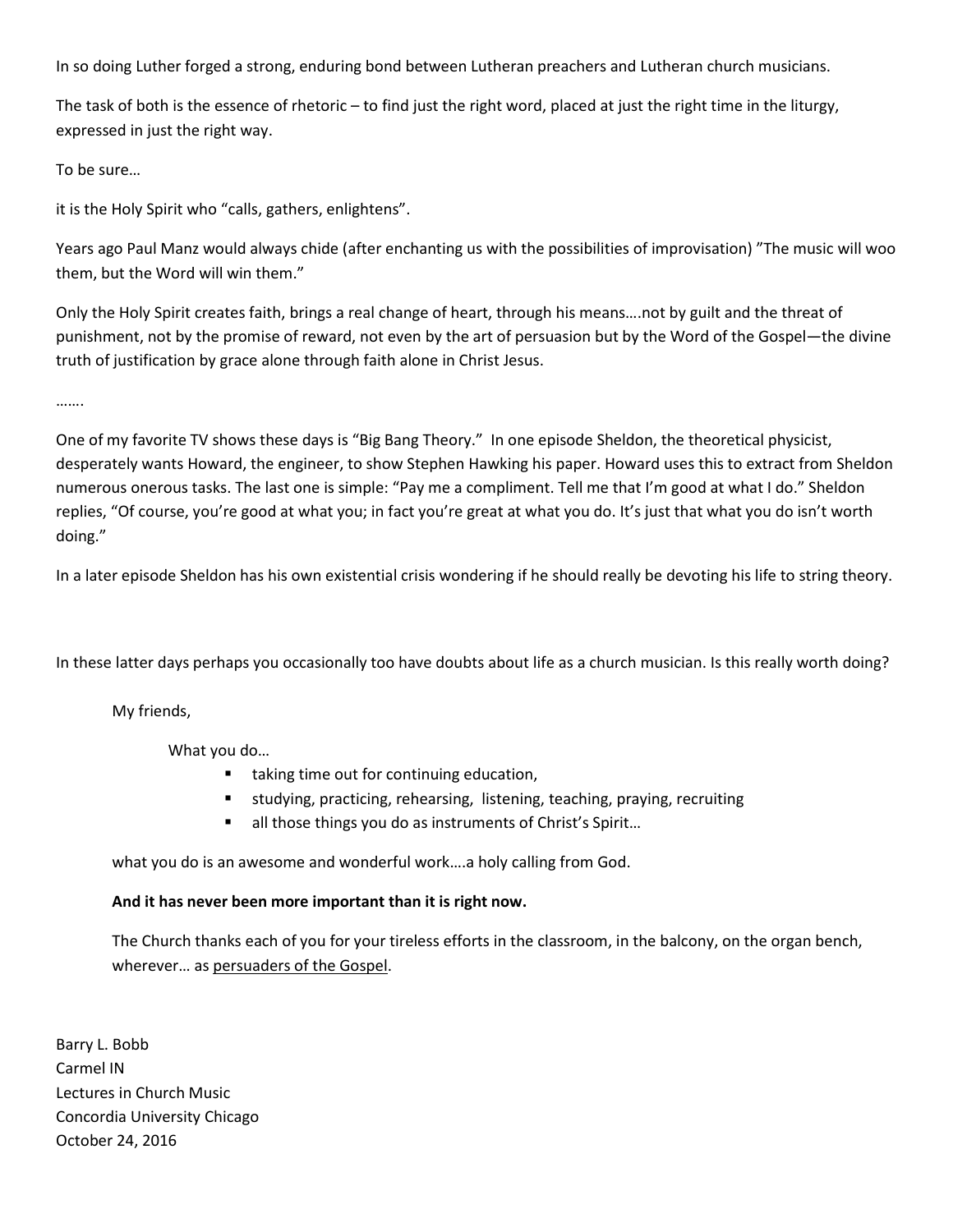In so doing Luther forged a strong, enduring bond between Lutheran preachers and Lutheran church musicians.

The task of both is the essence of rhetoric – to find just the right word, placed at just the right time in the liturgy, expressed in just the right way.

To be sure…

it is the Holy Spirit who "calls, gathers, enlightens".

Years ago Paul Manz would always chide (after enchanting us with the possibilities of improvisation) "The music will woo them, but the Word will win them."

Only the Holy Spirit creates faith, brings a real change of heart, through his means….not by guilt and the threat of punishment, not by the promise of reward, not even by the art of persuasion but by the Word of the Gospel—the divine truth of justification by grace alone through faith alone in Christ Jesus.

…….

One of my favorite TV shows these days is "Big Bang Theory." In one episode Sheldon, the theoretical physicist, desperately wants Howard, the engineer, to show Stephen Hawking his paper. Howard uses this to extract from Sheldon numerous onerous tasks. The last one is simple: "Pay me a compliment. Tell me that I'm good at what I do." Sheldon replies, "Of course, you're good at what you; in fact you're great at what you do. It's just that what you do isn't worth doing."

In a later episode Sheldon has his own existential crisis wondering if he should really be devoting his life to string theory.

In these latter days perhaps you occasionally too have doubts about life as a church musician. Is this really worth doing?

My friends,

What you do…

- taking time out for continuing education,
- studying, practicing, rehearsing, listening, teaching, praying, recruiting
- all those things you do as instruments of Christ's Spirit…

what you do is an awesome and wonderful work….a holy calling from God.

**And it has never been more important than it is right now.**

The Church thanks each of you for your tireless efforts in the classroom, in the balcony, on the organ bench, wherever… as persuaders of the Gospel.

Barry L. Bobb
Carmel IN
Lectures in Church Music
Concordia University Chicago
October 24, 2016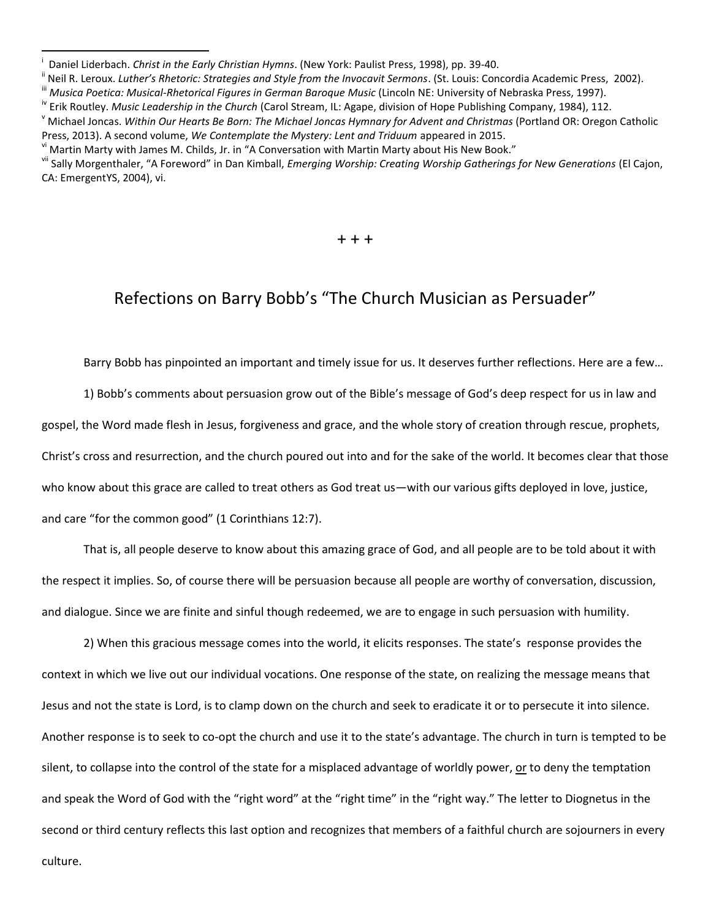[i] Daniel Liderbach. *Christ in the Early Christian Hymns*. (New York: Paulist Press, 1998), pp. 39-40.

[ii] Neil R. Leroux. *Luther's Rhetoric: Strategies and Style from the Invocavit Sermons*. (St. Louis: Concordia Academic Press, 2002).

[iii] *Musica Poetica: Musical-Rhetorical Figures in German Baroque Music* (Lincoln NE: University of Nebraska Press, 1997).

[iv] Erik Routley. *Music Leadership in the Church* (Carol Stream, IL: Agape, division of Hope Publishing Company, 1984), 112.

[v] Michael Joncas. *Within Our Hearts Be Born: The Michael Joncas Hymnary for Advent and Christmas* (Portland OR: Oregon Catholic Press, 2013). A second volume, *We Contemplate the Mystery: Lent and Triduum* appeared in 2015.

[vi] Martin Marty with James M. Childs, Jr. in "A Conversation with Martin Marty about His New Book."

[vii] Sally Morgenthaler, "A Foreword" in Dan Kimball, *Emerging Worship: Creating Worship Gatherings for New Generations* (El Cajon, CA: EmergentYS, 2004), vi.

+ + +

## Refections on Barry Bobb's "The Church Musician as Persuader"

Barry Bobb has pinpointed an important and timely issue for us. It deserves further reflections. Here are a few…

1) Bobb's comments about persuasion grow out of the Bible's message of God's deep respect for us in law and gospel, the Word made flesh in Jesus, forgiveness and grace, and the whole story of creation through rescue, prophets, Christ's cross and resurrection, and the church poured out into and for the sake of the world. It becomes clear that those who know about this grace are called to treat others as God treat us—with our various gifts deployed in love, justice, and care "for the common good" (1 Corinthians 12:7).

That is, all people deserve to know about this amazing grace of God, and all people are to be told about it with the respect it implies. So, of course there will be persuasion because all people are worthy of conversation, discussion, and dialogue. Since we are finite and sinful though redeemed, we are to engage in such persuasion with humility.

2) When this gracious message comes into the world, it elicits responses. The state's response provides the context in which we live out our individual vocations. One response of the state, on realizing the message means that Jesus and not the state is Lord, is to clamp down on the church and seek to eradicate it or to persecute it into silence. Another response is to seek to co-opt the church and use it to the state's advantage. The church in turn is tempted to be silent, to collapse into the control of the state for a misplaced advantage of worldly power, <u>or</u> to deny the temptation and speak the Word of God with the "right word" at the "right time" in the "right way." The letter to Diognetus in the second or third century reflects this last option and recognizes that members of a faithful church are sojourners in every culture.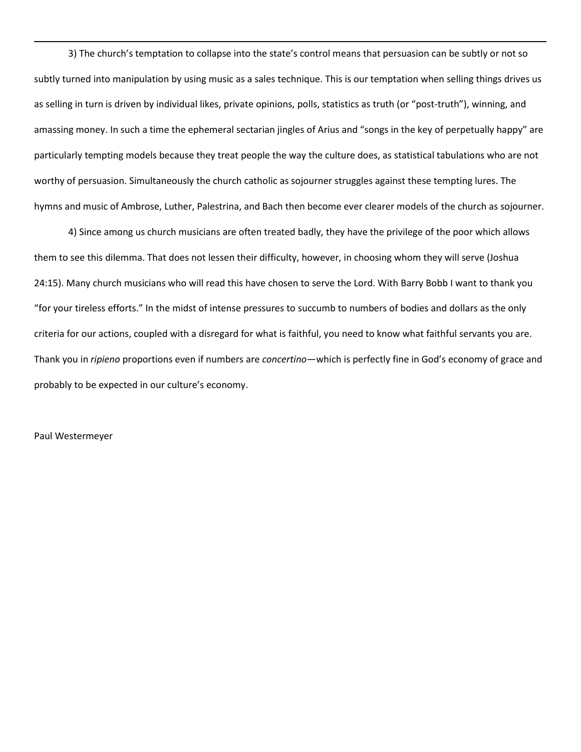3) The church's temptation to collapse into the state's control means that persuasion can be subtly or not so subtly turned into manipulation by using music as a sales technique. This is our temptation when selling things drives us as selling in turn is driven by individual likes, private opinions, polls, statistics as truth (or "post-truth"), winning, and amassing money. In such a time the ephemeral sectarian jingles of Arius and "songs in the key of perpetually happy" are particularly tempting models because they treat people the way the culture does, as statistical tabulations who are not worthy of persuasion. Simultaneously the church catholic as sojourner struggles against these tempting lures. The hymns and music of Ambrose, Luther, Palestrina, and Bach then become ever clearer models of the church as sojourner.

4) Since among us church musicians are often treated badly, they have the privilege of the poor which allows them to see this dilemma. That does not lessen their difficulty, however, in choosing whom they will serve (Joshua 24:15). Many church musicians who will read this have chosen to serve the Lord. With Barry Bobb I want to thank you "for your tireless efforts." In the midst of intense pressures to succumb to numbers of bodies and dollars as the only criteria for our actions, coupled with a disregard for what is faithful, you need to know what faithful servants you are. Thank you in *ripieno* proportions even if numbers are *concertino*—which is perfectly fine in God's economy of grace and probably to be expected in our culture's economy.

Paul Westermeyer